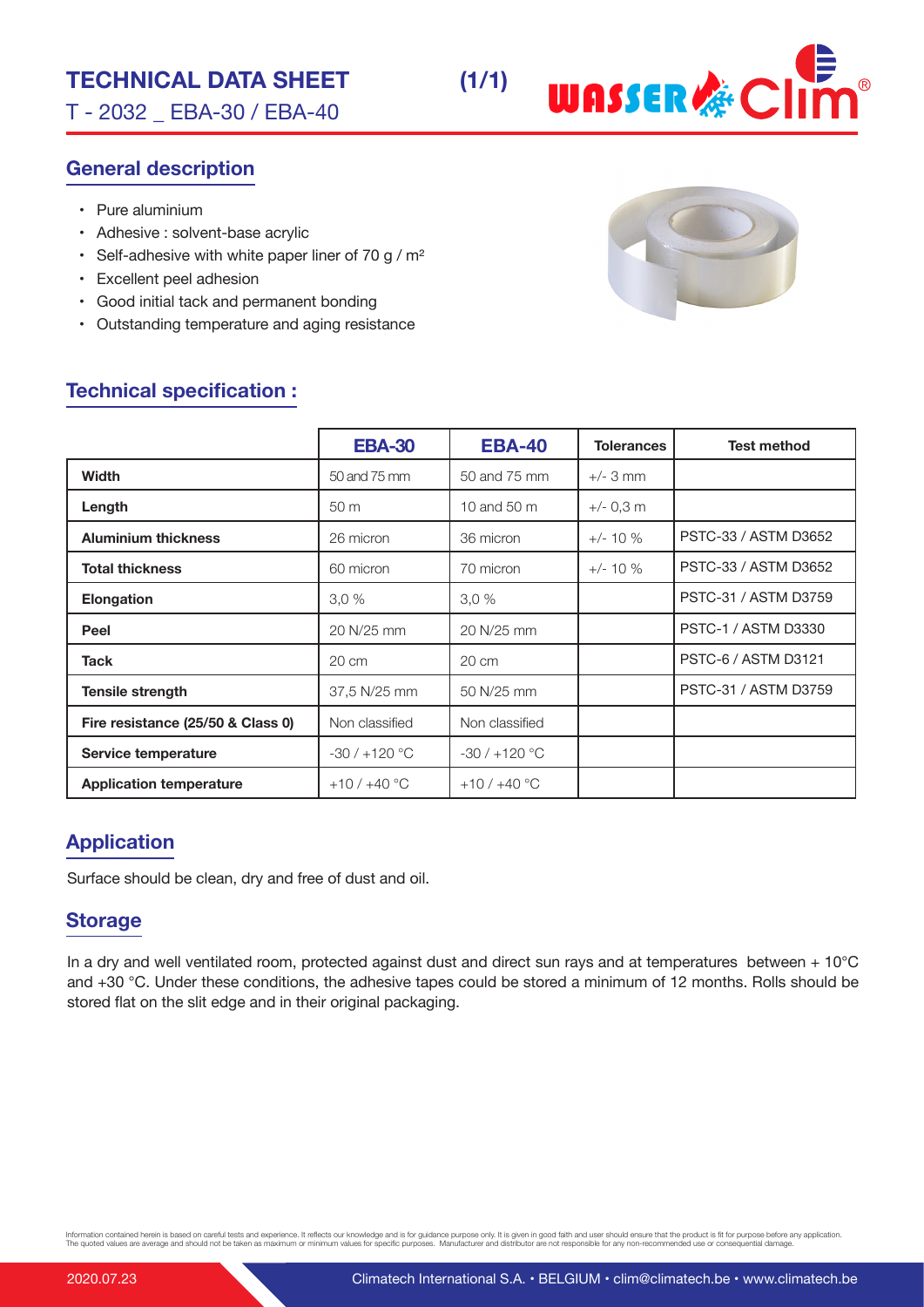# TECHNICAL DATA SHEET

T - 2032 _ EBA-30 / EBA-40

## General description

- Pure aluminium
- Adhesive : solvent-base acrylic
- Self-adhesive with white paper liner of 70 g / m²
- Excellent peel adhesion
- Good initial tack and permanent bonding
- Outstanding temperature and aging resistance

## Technical specification :

| | EBA-30 | EBA-40 | Tolerances | Test method |
|---|---|---|---|---|
| **Width** | 50 and 75 mm | 50 and 75 mm | +/- 3 mm | |
| **Length** | 50 m | 10 and 50 m | +/- 0,3 m | |
| **Aluminium thickness** | 26 micron | 36 micron | +/- 10 % | PSTC-33 / ASTM D3652 |
| **Total thickness** | 60 micron | 70 micron | +/- 10 % | PSTC-33 / ASTM D3652 |
| **Elongation** | 3,0 % | 3,0 % | | PSTC-31 / ASTM D3759 |
| **Peel** | 20 N/25 mm | 20 N/25 mm | | PSTC-1 / ASTM D3330 |
| **Tack** | 20 cm | 20 cm | | PSTC-6 / ASTM D3121 |
| **Tensile strength** | 37,5 N/25 mm | 50 N/25 mm | | PSTC-31 / ASTM D3759 |
| **Fire resistance (25/50 & Class 0)** | Non classified | Non classified | | |
| **Service temperature** | -30 / +120 °C | -30 / +120 °C | | |
| **Application temperature** | +10 / +40 °C | +10 / +40 °C | | |

## Application

Surface should be clean, dry and free of dust and oil.

## Storage

In a dry and well ventilated room, protected against dust and direct sun rays and at temperatures between + 10°C and +30 °C. Under these conditions, the adhesive tapes could be stored a minimum of 12 months. Rolls should be stored flat on the slit edge and in their original packaging.

Information contained herein is based on careful tests and experience. It reflects our knowledge and is for guidance purpose only. It is given in good faith and user should ensure that the product is fit for purpose before any application. The quoted values are average and should not be taken as maximum or minimum values for specific purposes. Manufacturer and distributor are not responsible for any non-recommended use or consequential damage.

2020.07.23 Climatech International S.A. • BELGIUM • clim@climatech.be • www.climatech.be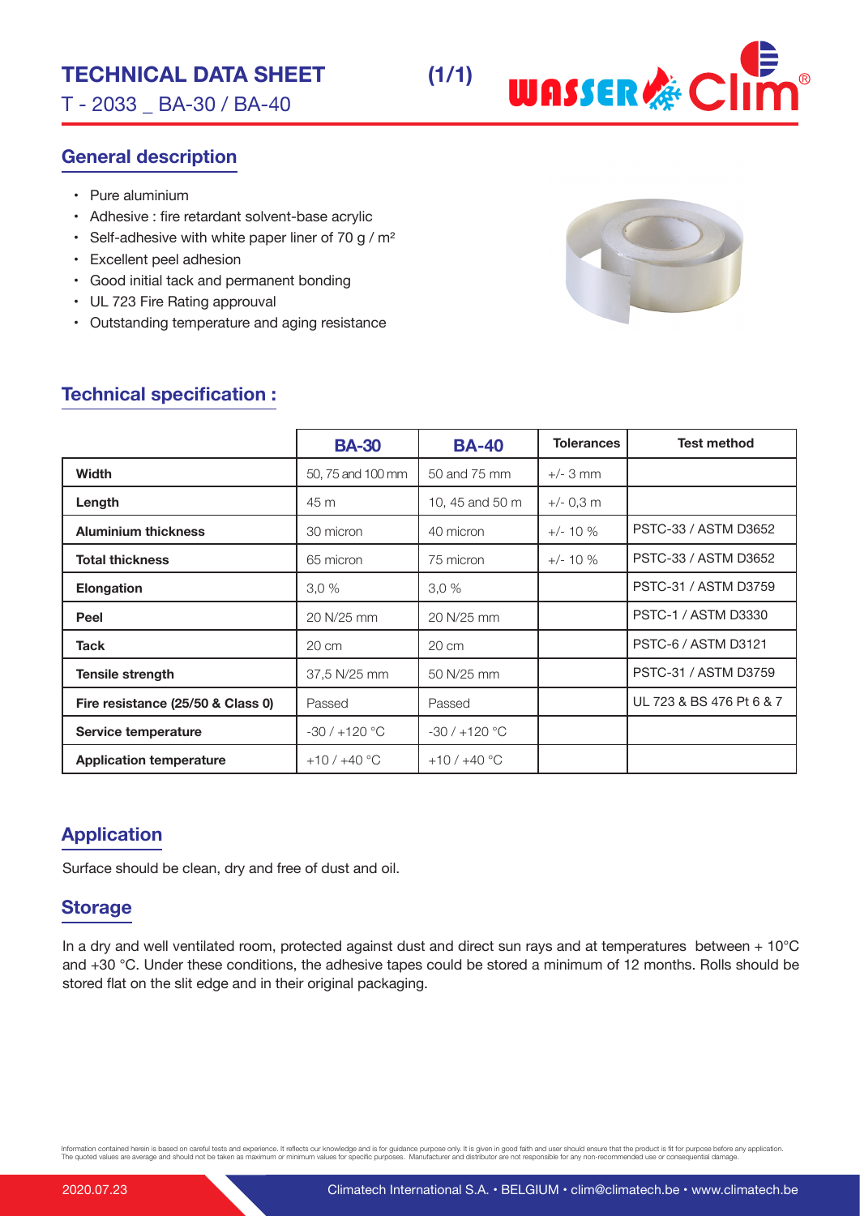# TECHNICAL DATA SHEET (1/1)

T - 2033 _ BA-30 / BA-40

## General description

- Pure aluminium
- Adhesive : fire retardant solvent-base acrylic
- Self-adhesive with white paper liner of 70 g / m²
- Excellent peel adhesion
- Good initial tack and permanent bonding
- UL 723 Fire Rating approuval
- Outstanding temperature and aging resistance

## Technical specification :

| | BA-30 | BA-40 | Tolerances | Test method |
|---|---|---|---|---|
| **Width** | 50, 75 and 100 mm | 50 and 75 mm | +/- 3 mm | |
| **Length** | 45 m | 10, 45 and 50 m | +/- 0,3 m | |
| **Aluminium thickness** | 30 micron | 40 micron | +/- 10 % | PSTC-33 / ASTM D3652 |
| **Total thickness** | 65 micron | 75 micron | +/- 10 % | PSTC-33 / ASTM D3652 |
| **Elongation** | 3,0 % | 3,0 % | | PSTC-31 / ASTM D3759 |
| **Peel** | 20 N/25 mm | 20 N/25 mm | | PSTC-1 / ASTM D3330 |
| **Tack** | 20 cm | 20 cm | | PSTC-6 / ASTM D3121 |
| **Tensile strength** | 37,5 N/25 mm | 50 N/25 mm | | PSTC-31 / ASTM D3759 |
| **Fire resistance (25/50 & Class 0)** | Passed | Passed | | UL 723 & BS 476 Pt 6 & 7 |
| **Service temperature** | -30 / +120 °C | -30 / +120 °C | | |
| **Application temperature** | +10 / +40 °C | +10 / +40 °C | | |

## Application

Surface should be clean, dry and free of dust and oil.

## Storage

In a dry and well ventilated room, protected against dust and direct sun rays and at temperatures between + 10°C and +30 °C. Under these conditions, the adhesive tapes could be stored a minimum of 12 months. Rolls should be stored flat on the slit edge and in their original packaging.

Information contained herein is based on careful tests and experience. It reflects our knowledge and is for guidance purpose only. It is given in good faith and user should ensure that the product is fit for purpose before any application. The quoted values are average and should not be taken as maximum or minimum values for specific purposes. Manufacturer and distributor are not responsible for any non-recommended use or consequential damage.

2020.07.23 Climatech International S.A. • BELGIUM • clim@climatech.be • www.climatech.be